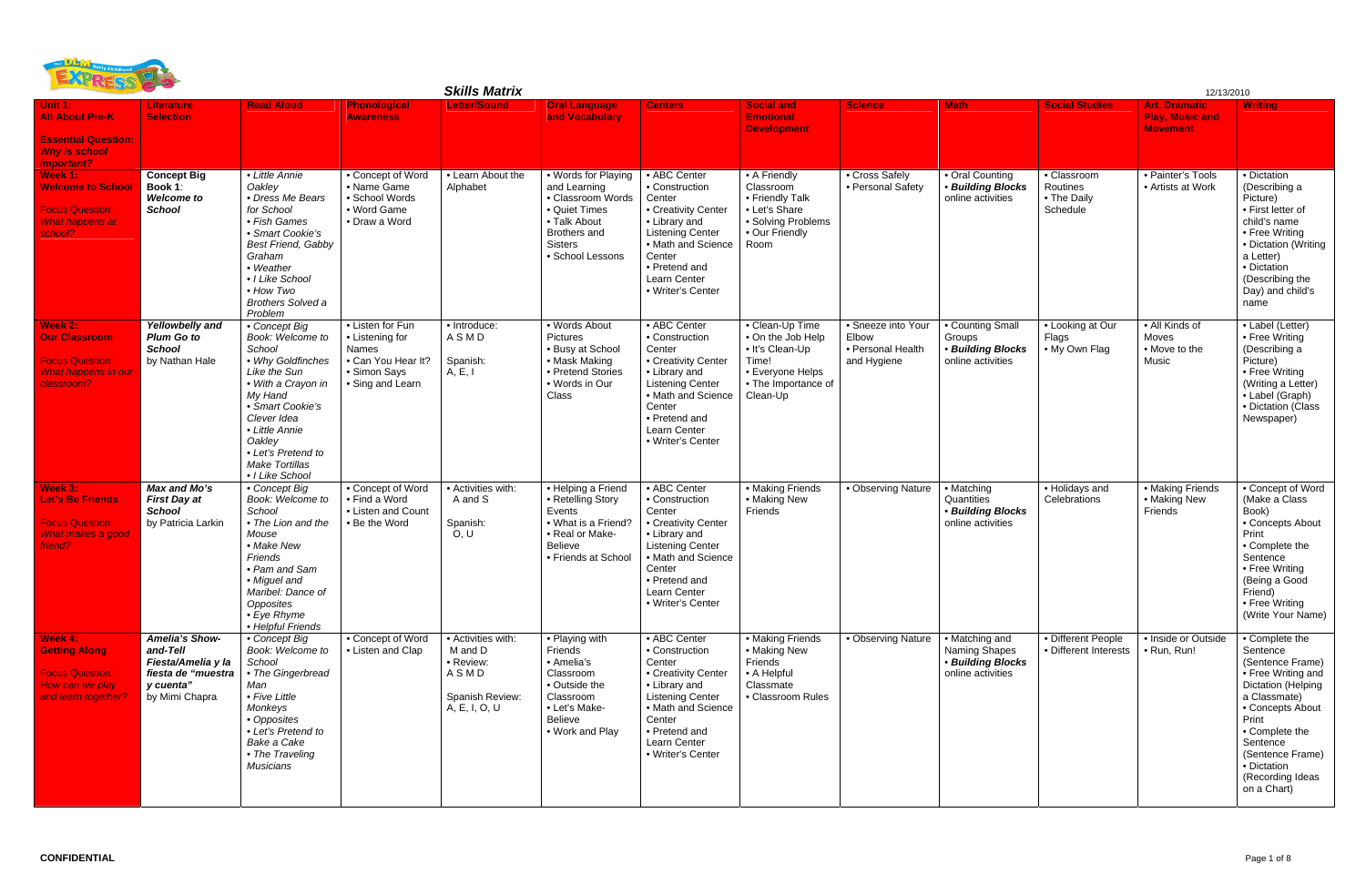## Skills Matrix

12/13/2010

| Unit 1: All About Pre-K<br><br>Essential Question: *Why is school important?* | Literature Selection | Read Aloud | Phonological Awareness | Letter/Sound | Oral Language and Vocabulary | Centers | Social and Emotional Development | Science | Math | Social Studies | Art, Dramatic Play, Music and Movement | Writing |
|---|---|---|---|---|---|---|---|---|---|---|---|---|
| **Week 1: Welcome to School**<br><br>Focus Question: *What happens at school?* | **Concept Big Book 1**: ***Welcome to School*** | • *Little Annie Oakley*<br>• *Dress Me Bears for School*<br>• *Fish Games*<br>• *Smart Cookie's Best Friend, Gabby Graham*<br>• *Weather*<br>• *I Like School*<br>• *How Two Brothers Solved a Problem* | • Concept of Word<br>• Name Game<br>• School Words<br>• Word Game<br>• Draw a Word | • Learn About the Alphabet | • Words for Playing and Learning<br>• Classroom Words<br>• Quiet Times<br>• Talk About Brothers and Sisters<br>• School Lessons | • ABC Center<br>• Construction Center<br>• Creativity Center<br>• Library and Listening Center<br>• Math and Science Center<br>• Pretend and Learn Center<br>• Writer's Center | • A Friendly Classroom<br>• Friendly Talk<br>• Let's Share<br>• Solving Problems<br>• Our Friendly Room | • Cross Safely<br>• Personal Safety | • Oral Counting<br>• ***Building Blocks*** online activities | • Classroom Routines<br>• The Daily Schedule | • Painter's Tools<br>• Artists at Work | • Dictation (Describing a Picture)<br>• First letter of child's name<br>• Free Writing<br>• Dictation (Writing a Letter)<br>• Dictation (Describing the Day) and child's name |
| **Week 2: Our Classroom**<br><br>Focus Question: *What happens in our classroom?* | ***Yellowbelly and Plum Go to School*** by Nathan Hale | • *Concept Big Book: Welcome to School*<br>• *Why Goldfinches Like the Sun*<br>• *With a Crayon in My Hand*<br>• *Smart Cookie's Clever Idea*<br>• *Little Annie Oakley*<br>• *Let's Pretend to Make Tortillas*<br>• *I Like School* | • Listen for Fun Names<br>• Listening for Names<br>• Can You Hear It?<br>• Simon Says<br>• Sing and Learn | • Introduce:<br>A S M D<br><br>Spanish:<br>A, E, I | • Words About Pictures<br>• Busy at School<br>• Mask Making<br>• Pretend Stories<br>• Words in Our Class | • ABC Center<br>• Construction Center<br>• Creativity Center<br>• Library and Listening Center<br>• Math and Science Center<br>• Pretend and Learn Center<br>• Writer's Center | • Clean-Up Time<br>• On the Job Help<br>• It's Clean-Up Time!<br>• Everyone Helps<br>• The Importance of Clean-Up | • Sneeze into Your Elbow<br>• Personal Health and Hygiene | • Counting Small Groups<br>• ***Building Blocks*** online activities | • Looking at Our Flags<br>• My Own Flag | • All Kinds of Moves<br>• Move to the Music | • Label (Letter)<br>• Free Writing (Describing a Picture)<br>• Free Writing (Writing a Letter)<br>• Label (Graph)<br>• Dictation (Class Newspaper) |
| **Week 3: Let's Be Friends**<br><br>Focus Question: *What makes a good friend?* | ***Max and Mo's First Day at School*** by Patricia Larkin | • *Concept Big Book: Welcome to School*<br>• *The Lion and the Mouse*<br>• *Make New Friends*<br>• *Pam and Sam*<br>• *Miguel and Maribel: Dance of Opposites*<br>• *Eye Rhyme*<br>• *Helpful Friends* | • Concept of Word<br>• Find a Word<br>• Listen and Count<br>• Be the Word | • Activities with:<br>A and S<br><br>Spanish:<br>O, U | • Helping a Friend<br>• Retelling Story Events<br>• What is a Friend?<br>• Real or Make-Believe<br>• Friends at School | • ABC Center<br>• Construction Center<br>• Creativity Center<br>• Library and Listening Center<br>• Math and Science Center<br>• Pretend and Learn Center<br>• Writer's Center | • Making Friends<br>• Making New Friends | • Observing Nature | • Matching Quantities<br>• ***Building Blocks*** online activities | • Holidays and Celebrations | • Making Friends<br>• Making New Friends | • Concept of Word (Make a Class Book)<br>• Concepts About Print<br>• Complete the Sentence<br>• Free Writing (Being a Good Friend)<br>• Free Writing (Write Your Name) |
| **Week 4: Getting Along**<br><br>Focus Question: *How can we play and learn together?* | ***Amelia's Show-and-Tell Fiesta/Amelia y la fiesta de "muestra y cuenta"*** by Mimi Chapra | • *Concept Big Book: Welcome to School*<br>• *The Gingerbread Man*<br>• *Five Little Monkeys*<br>• *Opposites*<br>• *Let's Pretend to Bake a Cake*<br>• *The Traveling Musicians* | • Concept of Word<br>• Listen and Clap | • Activities with:<br>M and D<br>• Review:<br>A S M D<br><br>Spanish Review:<br>A, E, I, O, U | • Playing with Friends<br>• Amelia's Classroom<br>• Outside the Classroom<br>• Let's Make-Believe<br>• Work and Play | • ABC Center<br>• Construction Center<br>• Creativity Center<br>• Library and Listening Center<br>• Math and Science Center<br>• Pretend and Learn Center<br>• Writer's Center | • Making Friends<br>• Making New Friends<br>• A Helpful Classmate<br>• Classroom Rules | • Observing Nature | • Matching and Naming Shapes<br>• ***Building Blocks*** online activities | • Different People<br>• Different Interests | • Inside or Outside<br>• Run, Run! | • Complete the Sentence (Sentence Frame)<br>• Free Writing and Dictation (Helping a Classmate)<br>• Concepts About Print<br>• Complete the Sentence (Sentence Frame)<br>• Dictation (Recording Ideas on a Chart) |

CONFIDENTIAL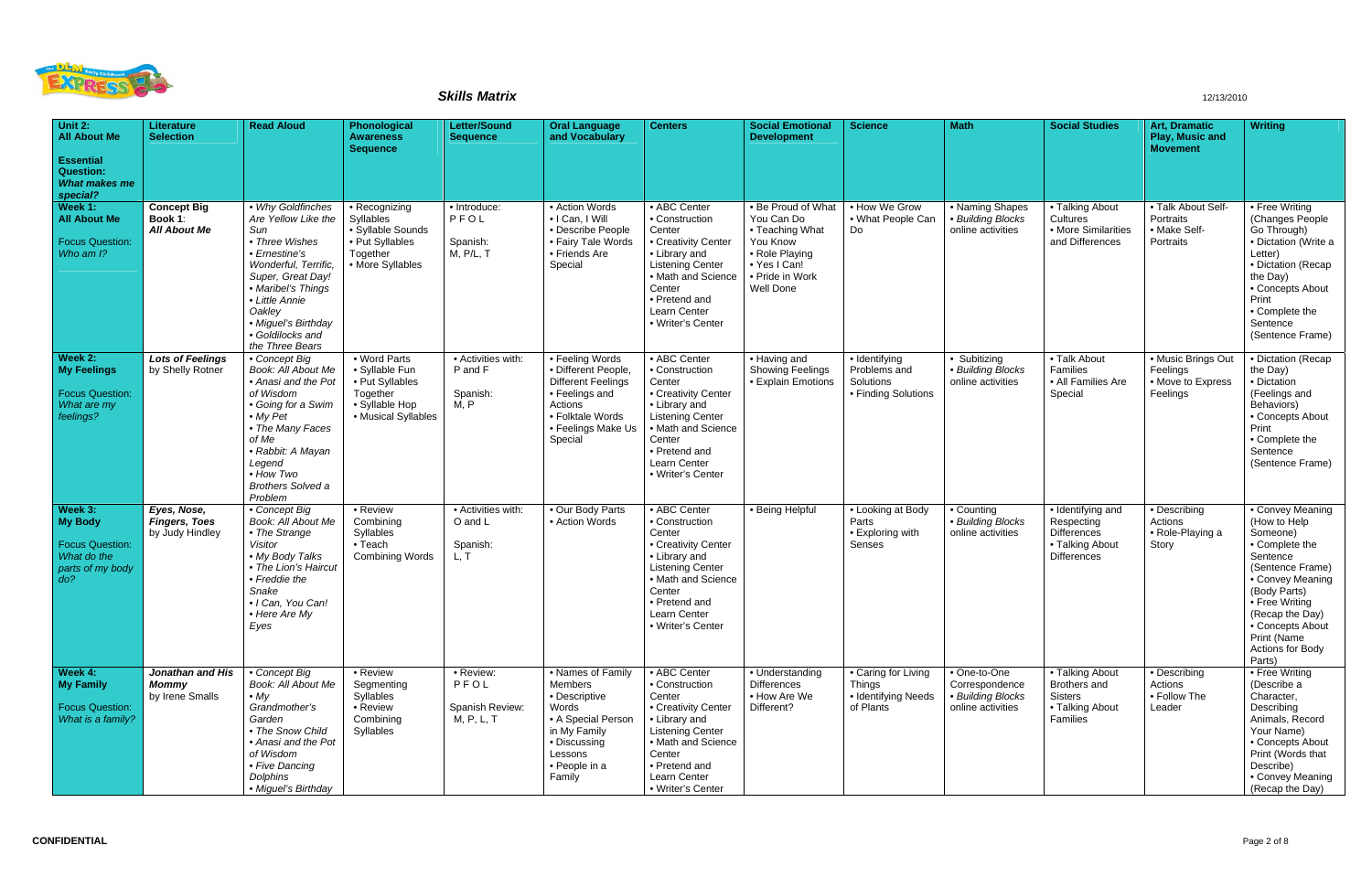## Skills Matrix

12/13/2010

| **Unit 2: All About Me**<br><br>**Essential Question:** ***What makes me special?*** | **Literature Selection** | **Read Aloud** | **Phonological Awareness Sequence** | **Letter/Sound Sequence** | **Oral Language and Vocabulary** | **Centers** | **Social Emotional Development** | **Science** | **Math** | **Social Studies** | **Art, Dramatic Play, Music and Movement** | **Writing** |
|---|---|---|---|---|---|---|---|---|---|---|---|---|
| **Week 1: All About Me**<br><br>Focus Question: *Who am I?* | **Concept Big Book 1**: ***All About Me*** | • *Why Goldfinches Are Yellow Like the Sun*<br>• *Three Wishes*<br>• *Ernestine's Wonderful, Terrific, Super, Great Day!*<br>• *Maribel's Things*<br>• *Little Annie Oakley*<br>• *Miguel's Birthday*<br>• *Goldilocks and the Three Bears* | • Recognizing Syllables<br>• Syllable Sounds<br>• Put Syllables Together<br>• More Syllables | • Introduce: P F O L<br><br>Spanish: M, P/L, T | • Action Words<br>• I Can, I Will<br>• Describe People<br>• Fairy Tale Words<br>• Friends Are Special | • ABC Center<br>• Construction Center<br>• Creativity Center<br>• Library and Listening Center<br>• Math and Science Center<br>• Pretend and Learn Center<br>• Writer's Center | • Be Proud of What You Can Do<br>• Teaching What You Know<br>• Role Playing<br>• Yes I Can!<br>• Pride in Work Well Done | • How We Grow<br>• What People Can Do | • Naming Shapes<br>• *Building Blocks* online activities | • Talking About Cultures<br>• More Similarities and Differences | • Talk About Self-Portraits<br>• Make Self-Portraits | • Free Writing (Changes People Go Through)<br>• Dictation (Write a Letter)<br>• Dictation (Recap the Day)<br>• Concepts About Print<br>• Complete the Sentence (Sentence Frame) |
| **Week 2: My Feelings**<br><br>Focus Question: *What are my feelings?* | ***Lots of Feelings*** by Shelly Rotner | • *Concept Big Book: All About Me*<br>• *Anasi and the Pot of Wisdom*<br>• *Going for a Swim*<br>• *My Pet*<br>• *The Many Faces of Me*<br>• *Rabbit: A Mayan Legend*<br>• *How Two Brothers Solved a Problem* | • Word Parts<br>• Syllable Fun<br>• Put Syllables Together<br>• Syllable Hop<br>• Musical Syllables | • Activities with: P and F<br><br>Spanish: M, P | • Feeling Words<br>• Different People, Different Feelings<br>• Feelings and Actions<br>• Folktale Words<br>• Feelings Make Us Special | • ABC Center<br>• Construction Center<br>• Creativity Center<br>• Library and Listening Center<br>• Math and Science Center<br>• Pretend and Learn Center<br>• Writer's Center | • Having and Showing Feelings<br>• Explain Emotions | • Identifying Problems and Solutions<br>• Finding Solutions | • Subitizing<br>• *Building Blocks* online activities | • Talk About Families<br>• All Families Are Special | • Music Brings Out Feelings<br>• Move to Express Feelings | • Dictation (Recap the Day)<br>• Dictation (Feelings and Behaviors)<br>• Concepts About Print<br>• Complete the Sentence (Sentence Frame) |
| **Week 3: My Body**<br><br>Focus Question: *What do the parts of my body do?* | ***Eyes, Nose, Fingers, Toes*** by Judy Hindley | • *Concept Big Book: All About Me*<br>• *The Strange Visitor*<br>• *My Body Talks*<br>• *The Lion's Haircut*<br>• *Freddie the Snake*<br>• *I Can, You Can!*<br>• *Here Are My Eyes* | • Review Combining Syllables<br>• Teach Combining Words | • Activities with: O and L<br><br>Spanish: L, T | • Our Body Parts<br>• Action Words | • ABC Center<br>• Construction Center<br>• Creativity Center<br>• Library and Listening Center<br>• Math and Science Center<br>• Pretend and Learn Center<br>• Writer's Center | • Being Helpful | • Looking at Body Parts<br>• Exploring with Senses | • Counting<br>• *Building Blocks* online activities | • Identifying and Respecting Differences<br>• Talking About Differences | • Describing Actions<br>• Role-Playing a Story | • Convey Meaning (How to Help Someone)<br>• Complete the Sentence (Sentence Frame)<br>• Convey Meaning (Body Parts)<br>• Free Writing (Recap the Day)<br>• Concepts About Print (Name Actions for Body Parts) |
| **Week 4: My Family**<br><br>Focus Question: *What is a family?* | ***Jonathan and His Mommy*** by Irene Smalls | • *Concept Big Book: All About Me*<br>• *My Grandmother's Garden*<br>• *The Snow Child*<br>• *Anasi and the Pot of Wisdom*<br>• *Five Dancing Dolphins*<br>• *Miguel's Birthday* | • Review Segmenting Syllables<br>• Review Combining Syllables | • Review: P F O L<br><br>Spanish Review: M, P, L, T | • Names of Family Members<br>• Descriptive Words<br>• A Special Person in My Family<br>• Discussing Lessons<br>• People in a Family | • ABC Center<br>• Construction Center<br>• Creativity Center<br>• Library and Listening Center<br>• Math and Science Center<br>• Pretend and Learn Center<br>• Writer's Center | • Understanding Differences<br>• How Are We Different? | • Caring for Living Things<br>• Identifying Needs of Plants | • One-to-One Correspondence<br>• *Building Blocks* online activities | • Talking About Brothers and Sisters<br>• Talking About Families | • Describing Actions<br>• Follow The Leader | • Free Writing (Describe a Character, Describing Animals, Record Your Name)<br>• Concepts About Print (Words that Describe)<br>• Convey Meaning (Recap the Day) |

CONFIDENTIAL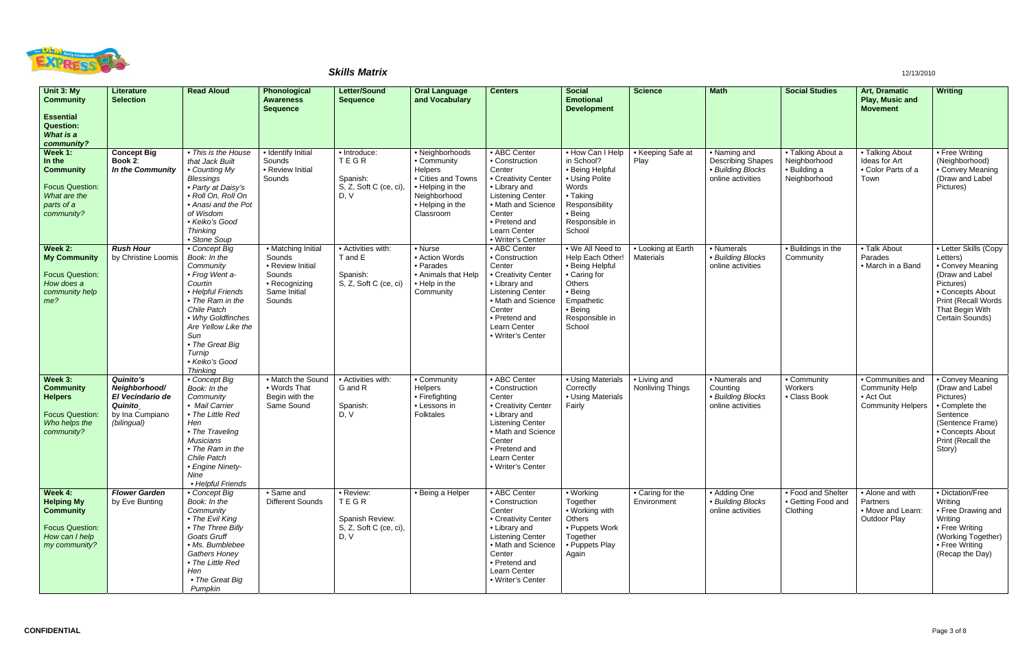## Skills Matrix

| Unit 3: My Community<br><br>**Essential Question:** *What is a community?* | Literature Selection | Read Aloud | Phonological Awareness Sequence | Letter/Sound Sequence | Oral Language and Vocabulary | Centers | Social Emotional Development | Science | Math | Social Studies | Art, Dramatic Play, Music and Movement | Writing |
|---|---|---|---|---|---|---|---|---|---|---|---|---|
| **Week 1: In the Community**<br><br>Focus Question: *What are the parts of a community?* | **Concept Big Book 2**: ***In the Community*** | • *This is the House that Jack Built*<br>• *Counting My Blessings*<br>• *Party at Daisy's*<br>• *Roll On, Roll On*<br>• *Anasi and the Pot of Wisdom*<br>• *Keiko's Good Thinking*<br>• *Stone Soup* | • Identify Initial Sounds<br>• Review Initial Sounds | • Introduce: T E G R<br><br>Spanish: S, Z, Soft C (ce, ci), D, V | • Neighborhoods<br>• Community Helpers<br>• Cities and Towns<br>• Helping in the Neighborhood<br>• Helping in the Classroom | • ABC Center<br>• Construction Center<br>• Creativity Center<br>• Library and Listening Center<br>• Math and Science Center<br>• Pretend and Learn Center<br>• Writer's Center | • How Can I Help in School?<br>• Being Helpful<br>• Using Polite Words<br>• Taking Responsibility<br>• Being Responsible in School | • Keeping Safe at Play | • Naming and Describing Shapes<br>• *Building Blocks* online activities | • Talking About a Neighborhood<br>• Building a Neighborhood | • Talking About Ideas for Art<br>• Color Parts of a Town | • Free Writing (Neighborhood)<br>• Convey Meaning (Draw and Label Pictures) |
| **Week 2: My Community**<br><br>Focus Question: *How does a community help me?* | ***Rush Hour*** by Christine Loomis | • *Concept Big Book: In the Community*<br>• *Frog Went a-Courtin*<br>• *Helpful Friends*<br>• *The Ram in the Chile Patch*<br>• *Why Goldfinches Are Yellow Like the Sun*<br>• *The Great Big Turnip*<br>• *Keiko's Good Thinking* | • Matching Initial Sounds<br>• Review Initial Sounds<br>• Recognizing Same Initial Sounds | • Activities with: T and E<br><br>Spanish: S, Z, Soft C (ce, ci) | • Nurse<br>• Action Words<br>• Parades<br>• Animals that Help<br>• Help in the Community | • ABC Center<br>• Construction Center<br>• Creativity Center<br>• Library and Listening Center<br>• Math and Science Center<br>• Pretend and Learn Center<br>• Writer's Center | • We All Need to Help Each Other!<br>• Being Helpful<br>• Caring for Others<br>• Being Empathetic<br>• Being Responsible in School | • Looking at Earth Materials | • Numerals<br>• *Building Blocks* online activities | • Buildings in the Community | • Talk About Parades<br>• March in a Band | • Letter Skills (Copy Letters)<br>• Convey Meaning (Draw and Label Pictures)<br>• Concepts About Print (Recall Words That Begin With Certain Sounds) |
| **Week 3: Community Helpers**<br><br>Focus Question: *Who helps the community?* | ***Quinito's Neighborhood/ El Vecindario de Quinito*** by Ina Cumpiano *(bilingual)* | • *Concept Big Book: In the Community*<br>• *Mail Carrier*<br>• *The Little Red Hen*<br>• *The Traveling Musicians*<br>• *The Ram in the Chile Patch*<br>• *Engine Ninety-Nine*<br>• *Helpful Friends* | • Match the Sound<br>• Words That Begin with the Same Sound | • Activities with: G and R<br><br>Spanish: D, V | • Community Helpers<br>• Firefighting<br>• Lessons in Folktales | • ABC Center<br>• Construction Center<br>• Creativity Center<br>• Library and Listening Center<br>• Math and Science Center<br>• Pretend and Learn Center<br>• Writer's Center | • Using Materials Correctly<br>• Using Materials Fairly | • Living and Nonliving Things | • Numerals and Counting<br>• *Building Blocks* online activities | • Community Workers<br>• Class Book | • Communities and Community Help<br>• Act Out Community Helpers | • Convey Meaning (Draw and Label Pictures)<br>• Complete the Sentence (Sentence Frame)<br>• Concepts About Print (Recall the Story) |
| **Week 4: Helping My Community**<br><br>Focus Question: *How can I help my community?* | ***Flower Garden*** by Eve Bunting | • *Concept Big Book: In the Community*<br>• *The Evil King*<br>• *The Three Billy Goats Gruff*<br>• *Ms. Bumblebee Gathers Honey*<br>• *The Little Red Hen*<br>• *The Great Big Pumpkin* | • Same and Different Sounds | • Review: T E G R<br><br>Spanish Review: S, Z, Soft C (ce, ci), D, V | • Being a Helper | • ABC Center<br>• Construction Center<br>• Creativity Center<br>• Library and Listening Center<br>• Math and Science Center<br>• Pretend and Learn Center<br>• Writer's Center | • Working Together<br>• Working with Others<br>• Puppets Work Together<br>• Puppets Play Again | • Caring for the Environment | • Adding One<br>• *Building Blocks* online activities | • Food and Shelter<br>• Getting Food and Clothing | • Alone and with Partners<br>• Move and Learn: Outdoor Play | • Dictation/Free Writing<br>• Free Drawing and Writing<br>• Free Writing (Working Together)<br>• Free Writing (Recap the Day) |

**CONFIDENTIAL**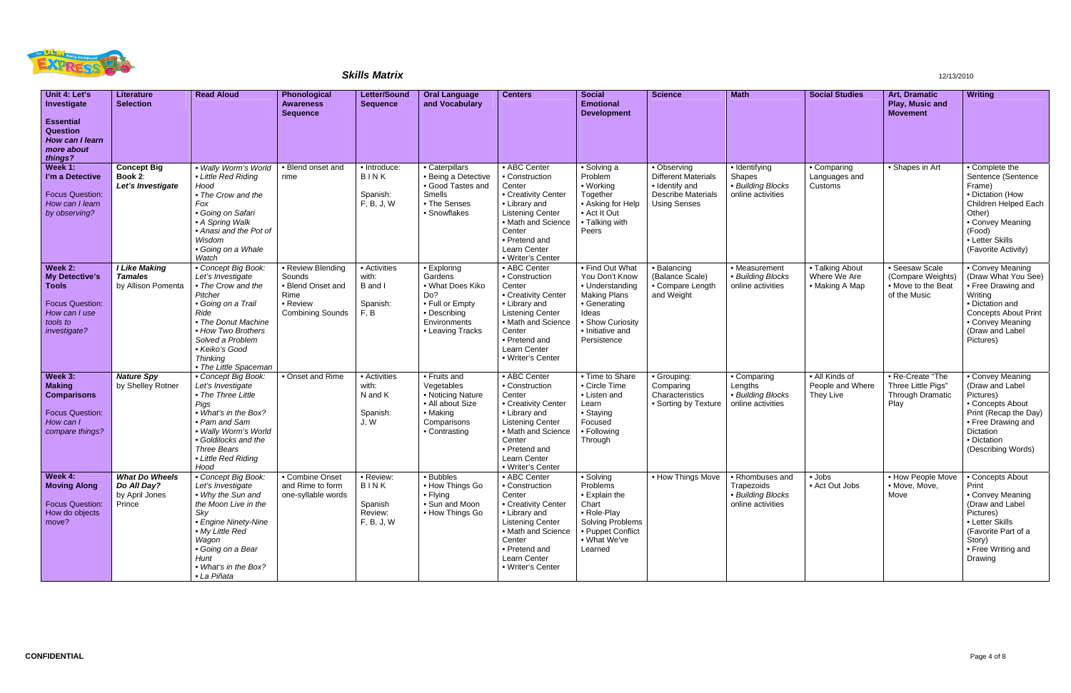## Skills Matrix

12/13/2010

| Unit 4: Let's Investigate<br><br>**Essential Question**<br>*How can I learn more about things?* | Literature Selection | Read Aloud | Phonological Awareness Sequence | Letter/Sound Sequence | Oral Language and Vocabulary | Centers | Social Emotional Development | Science | Math | Social Studies | Art, Dramatic Play, Music and Movement | Writing |
|---|---|---|---|---|---|---|---|---|---|---|---|---|
| **Week 1: I'm a Detective**<br><br>Focus Question: *How can I learn by observing?* | **Concept Big Book 2**: ***Let's Investigate*** | • *Wally Worm's World*<br>• *Little Red Riding Hood*<br>• *The Crow and the Fox*<br>• *Going on Safari*<br>• *A Spring Walk*<br>• *Anansi and the Pot of Wisdom*<br>• *Going on a Whale Watch* | • Blend onset and rime | • Introduce: B I N K<br><br>Spanish: F, B, J, W | • Caterpillars<br>• Being a Detective<br>• Good Tastes and Smells<br>• The Senses<br>• Snowflakes | • ABC Center<br>• Construction Center<br>• Creativity Center<br>• Library and Listening Center<br>• Math and Science Center<br>• Pretend and Learn Center<br>• Writer's Center | • Solving a Problem<br>• Working Together<br>• Asking for Help<br>• Act It Out<br>• Talking with Peers | • Observing Different Materials<br>• Identify and Describe Materials Using Senses | • Identifying Shapes<br>• *Building Blocks* online activities | • Comparing Languages and Customs | • Shapes in Art | • Complete the Sentence (Sentence Frame)<br>• Dictation (How Children Helped Each Other)<br>• Convey Meaning (Food)<br>• Letter Skills (Favorite Activity) |
| **Week 2: My Detective's Tools**<br><br>Focus Question: *How can I use tools to investigate?* | ***I Like Making Tamales*** by Allison Pomenta | • *Concept Big Book: Let's Investigate*<br>• *The Crow and the Pitcher*<br>• *Going on a Trail Ride*<br>• *The Donut Machine*<br>• *How Two Brothers Solved a Problem*<br>• *Keiko's Good Thinking*<br>• *The Little Spaceman* | • Review Blending Sounds<br>• Blend Onset and Rime<br>• Review Combining Sounds | • Activities with: B and I<br><br>Spanish: F, B | • Exploring Gardens<br>• What Does Kiko Do?<br>• Full or Empty<br>• Describing Environments<br>• Leaving Tracks | • ABC Center<br>• Construction Center<br>• Creativity Center<br>• Library and Listening Center<br>• Math and Science Center<br>• Pretend and Learn Center<br>• Writer's Center | • Find Out What You Don't Know<br>• Understanding Making Plans<br>• Generating Ideas<br>• Show Curiosity<br>• Initiative and Persistence | • Balancing (Balance Scale)<br>• Compare Length and Weight | • Measurement<br>• *Building Blocks* online activities | • Talking About Where We Are<br>• Making A Map | • Seesaw Scale (Compare Weights)<br>• Move to the Beat of the Music | • Convey Meaning (Draw What You See)<br>• Free Drawing and Writing<br>• Dictation and Concepts About Print<br>• Convey Meaning (Draw and Label Pictures) |
| **Week 3: Making Comparisons**<br><br>Focus Question: *How can I compare things?* | ***Nature Spy*** by Shelley Rotner | • *Concept Big Book: Let's Investigate*<br>• *The Three Little Pigs*<br>• *What's in the Box?*<br>• *Pam and Sam*<br>• *Wally Worm's World*<br>• *Goldilocks and the Three Bears*<br>• *Little Red Riding Hood* | • Onset and Rime | • Activities with: N and K<br><br>Spanish: J, W | • Fruits and Vegetables<br>• Noticing Nature<br>• All about Size<br>• Making Comparisons<br>• Contrasting | • ABC Center<br>• Construction Center<br>• Creativity Center<br>• Library and Listening Center<br>• Math and Science Center<br>• Pretend and Learn Center<br>• Writer's Center | • Time to Share<br>• Circle Time<br>• Listen and Learn<br>• Staying Focused<br>• Following Through | • Grouping: Comparing Characteristics<br>• Sorting by Texture | • Comparing Lengths<br>• *Building Blocks* online activities | • All Kinds of People and Where They Live | • Re-Create "The Three Little Pigs" Through Dramatic Play | • Convey Meaning (Draw and Label Pictures)<br>• Concepts About Print (Recap the Day)<br>• Free Drawing and Dictation<br>• Dictation (Describing Words) |
| **Week 4: Moving Along**<br><br>Focus Question: How do objects move? | ***What Do Wheels Do All Day?*** by April Jones Prince | • *Concept Big Book: Let's Investigate*<br>• *Why the Sun and the Moon Live in the Sky*<br>• *Engine Ninety-Nine*<br>• *My Little Red Wagon*<br>• *Going on a Bear Hunt*<br>• *What's in the Box?*<br>• *La Piñata* | • Combine Onset and Rime to form one-syllable words | • Review: B I N K<br><br>Spanish Review: F, B, J, W | • Bubbles<br>• How Things Go<br>• Flying<br>• Sun and Moon<br>• How Things Go | • ABC Center<br>• Construction Center<br>• Creativity Center<br>• Library and Listening Center<br>• Math and Science Center<br>• Pretend and Learn Center<br>• Writer's Center | • Solving Problems<br>• Explain the Chart<br>• Role-Play Solving Problems<br>• Puppet Conflict<br>• What We've Learned | • How Things Move | • Rhombuses and Trapezoids<br>• *Building Blocks* online activities | • Jobs<br>• Act Out Jobs | • How People Move<br>• Move, Move, Move | • Concepts About Print<br>• Convey Meaning (Draw and Label Pictures)<br>• Letter Skills (Favorite Part of a Story)<br>• Free Writing and Drawing |

CONFIDENTIAL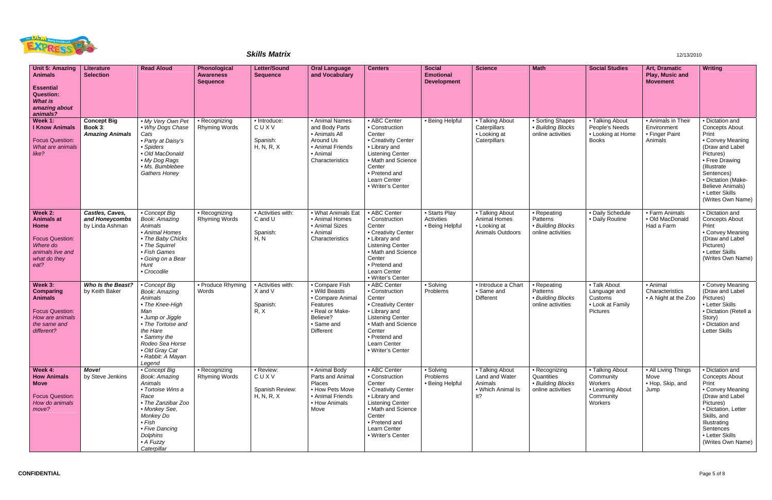# Skills Matrix

12/13/2010

| **Unit 5: Amazing Animals**<br><br>**Essential Question:** ***What is amazing about animals?*** | **Literature Selection** | **Read Aloud** | **Phonological Awareness Sequence** | **Letter/Sound Sequence** | **Oral Language and Vocabulary** | **Centers** | **Social Emotional Development** | **Science** | **Math** | **Social Studies** | **Art, Dramatic Play, Music and Movement** | **Writing** |
|---|---|---|---|---|---|---|---|---|---|---|---|---|
| **Week 1: I Know Animals**<br><br>Focus Question: *What are animals like?* | **Concept Big Book 3**: ***Amazing Animals*** | • *My Very Own Pet*<br>• *Why Dogs Chase Cats*<br>• *Party at Daisy's*<br>• *Spiders*<br>• *Old MacDonald*<br>• *My Dog Rags*<br>• *Ms. Bumblebee Gathers Honey* | • Recognizing Rhyming Words | • Introduce: C U X V<br><br>Spanish: H, N, R, X | • Animal Names and Body Parts<br>• Animals All Around Us<br>• Animal Friends<br>• Animal Characteristics | • ABC Center<br>• Construction Center<br>• Creativity Center<br>• Library and Listening Center<br>• Math and Science Center<br>• Pretend and Learn Center<br>• Writer's Center | • Being Helpful | • Talking About Caterpillars<br>• Looking at Caterpillars | • Sorting Shapes<br>• *Building Blocks* online activities | • Talking About People's Needs<br>• Looking at Home Books | • Animals in Their Environment<br>• Finger Paint Animals | • Dictation and Concepts About Print<br>• Convey Meaning (Draw and Label Pictures)<br>• Free Drawing (Illustrate Sentences)<br>• Dictation (Make-Believe Animals)<br>• Letter Skills (Writes Own Name) |
| **Week 2: Animals at Home**<br><br>Focus Question: *Where do animals live and what do they eat?* | ***Castles, Caves, and Honeycombs*** by Linda Ashman | • *Concept Big Book: Amazing Animals*<br>• *Animal Homes*<br>• *The Baby Chicks*<br>• *The Squirrel*<br>• *Fish Games*<br>• *Going on a Bear Hunt*<br>• *Crocodile* | • Recognizing Rhyming Words | • Activities with: C and U<br><br>Spanish: H, N | • What Animals Eat<br>• Animal Homes<br>• Animal Sizes<br>• Animal Characteristics | • ABC Center<br>• Construction Center<br>• Creativity Center<br>• Library and Listening Center<br>• Math and Science Center<br>• Pretend and Learn Center<br>• Writer's Center | • Starts Play Activities<br>• Being Helpful | • Talking About Animal Homes<br>• Looking at Animals Outdoors | • Repeating Patterns<br>• *Building Blocks* online activities | • Daily Schedule<br>• Daily Routine | • Farm Animals<br>• Old MacDonald Had a Farm | • Dictation and Concepts About Print<br>• Convey Meaning (Draw and Label Pictures)<br>• Letter Skills (Writes Own Name) |
| **Week 3: Comparing Animals**<br><br>Focus Question: *How are animals the same and different?* | ***Who Is the Beast?*** by Keith Baker | • *Concept Big Book: Amazing Animals*<br>• *The Knee-High Man*<br>• *Jump or Jiggle*<br>• *The Tortoise and the Hare*<br>• *Sammy the Rodeo Sea Horse*<br>• *Old Gray Cat*<br>• *Rabbit: A Mayan Legend* | • Produce Rhyming Words | • Activities with: X and V<br><br>Spanish: R, X | • Compare Fish<br>• Wild Beasts<br>• Compare Animal Features<br>• Real or Make-Believe?<br>• Same and Different | • ABC Center<br>• Construction Center<br>• Creativity Center<br>• Library and Listening Center<br>• Math and Science Center<br>• Pretend and Learn Center<br>• Writer's Center | • Solving Problems | • Introduce a Chart<br>• Same and Different | • Repeating Patterns<br>• *Building Blocks* online activities | • Talk About Language and Customs<br>• Look at Family Pictures | • Animal Characteristics<br>• A Night at the Zoo | • Convey Meaning (Draw and Label Pictures)<br>• Letter Skills<br>• Dictation (Retell a Story)<br>• Dictation and Letter Skills |
| **Week 4: How Animals Move**<br><br>Focus Question: *How do animals move?* | ***Move!*** by Steve Jenkins | • *Concept Big Book: Amazing Animals*<br>• *Tortoise Wins a Race*<br>• *The Zanzibar Zoo*<br>• *Monkey See, Monkey Do*<br>• *Fish*<br>• *Five Dancing Dolphins*<br>• *A Fuzzy Caterpillar* | • Recognizing Rhyming Words | • Review: C U X V<br><br>Spanish Review: H, N, R, X | • Animal Body Parts and Animal Places<br>• How Pets Move<br>• Animal Friends<br>• How Animals Move | • ABC Center<br>• Construction Center<br>• Creativity Center<br>• Library and Listening Center<br>• Math and Science Center<br>• Pretend and Learn Center<br>• Writer's Center | • Solving Problems<br>• Being Helpful | • Talking About Land and Water Animals<br>• Which Animal Is It? | • Recognizing Quantities<br>• *Building Blocks* online activities | • Talking About Community Workers<br>• Learning About Community Workers | • All Living Things Move<br>• Hop, Skip, and Jump | • Dictation and Concepts About Print<br>• Convey Meaning (Draw and Label Pictures)<br>• Dictation, Letter Skills, and Illustrating Sentences<br>• Letter Skills (Writes Own Name) |

**CONFIDENTIAL**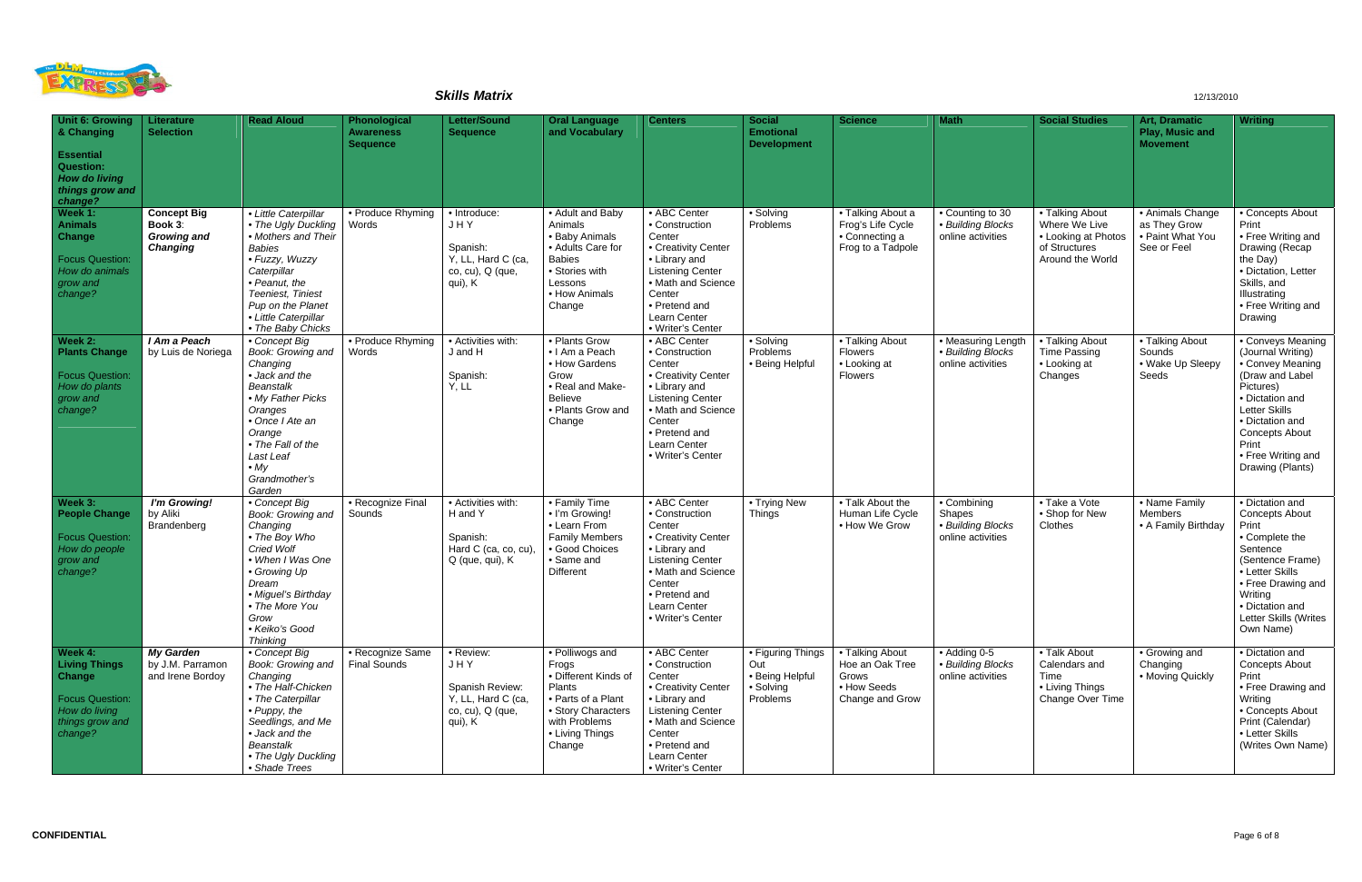# Skills Matrix

12/13/2010

| Unit 6: Growing & Changing<br><br>Essential Question: *How do living things grow and change?* | Literature Selection | Read Aloud | Phonological Awareness Sequence | Letter/Sound Sequence | Oral Language and Vocabulary | Centers | Social Emotional Development | Science | Math | Social Studies | Art, Dramatic Play, Music and Movement | Writing |
|---|---|---|---|---|---|---|---|---|---|---|---|---|
| **Week 1: Animals Change**<br><br>Focus Question: *How do animals grow and change?* | **Concept Big Book 3**: ***Growing and Changing*** | • *Little Caterpillar*<br>• *The Ugly Duckling*<br>• *Mothers and Their Babies*<br>• *Fuzzy, Wuzzy Caterpillar*<br>• *Peanut, the Teeniest, Tiniest Pup on the Planet*<br>• *Little Caterpillar*<br>• *The Baby Chicks* | • Produce Rhyming Words | • Introduce: J H Y<br><br>Spanish: Y, LL, Hard C (ca, co, cu), Q (que, qui), K | • Adult and Baby Animals<br>• Baby Animals<br>• Adults Care for Babies<br>• Stories with Lessons<br>• How Animals Change | • ABC Center<br>• Construction Center<br>• Creativity Center<br>• Library and Listening Center<br>• Math and Science Center<br>• Pretend and Learn Center<br>• Writer's Center | • Solving Problems | • Talking About a Frog's Life Cycle<br>• Connecting a Frog to a Tadpole | • Counting to 30<br>• *Building Blocks* online activities | • Talking About Where We Live<br>• Looking at Photos of Structures Around the World | • Animals Change as They Grow<br>• Paint What You See or Feel | • Concepts About Print<br>• Free Writing and Drawing (Recap the Day)<br>• Dictation, Letter Skills, and Illustrating<br>• Free Writing and Drawing |
| **Week 2: Plants Change**<br><br>Focus Question: *How do plants grow and change?* | ***I Am a Peach*** by Luis de Noriega | • *Concept Big Book: Growing and Changing*<br>• *Jack and the Beanstalk*<br>• *My Father Picks Oranges*<br>• *Once I Ate an Orange*<br>• *The Fall of the Last Leaf*<br>• *My Grandmother's Garden* | • Produce Rhyming Words | • Activities with: J and H<br><br>Spanish: Y, LL | • Plants Grow<br>• I Am a Peach<br>• How Gardens Grow<br>• Real and Make-Believe<br>• Plants Grow and Change | • ABC Center<br>• Construction Center<br>• Creativity Center<br>• Library and Listening Center<br>• Math and Science Center<br>• Pretend and Learn Center<br>• Writer's Center | • Solving Problems<br>• Being Helpful | • Talking About Flowers<br>• Looking at Flowers | • Measuring Length<br>• *Building Blocks* online activities | • Talking About Time Passing<br>• Looking at Changes | • Talking About Sounds<br>• Wake Up Sleepy Seeds | • Conveys Meaning (Journal Writing)<br>• Convey Meaning (Draw and Label Pictures)<br>• Dictation and Letter Skills<br>• Dictation and Concepts About Print<br>• Free Writing and Drawing (Plants) |
| **Week 3: People Change**<br><br>Focus Question: *How do people grow and change?* | ***I'm Growing!*** by Aliki Brandenberg | • *Concept Big Book: Growing and Changing*<br>• *The Boy Who Cried Wolf*<br>• *When I Was One*<br>• *Growing Up Dream*<br>• *Miguel's Birthday*<br>• *The More You Grow*<br>• *Keiko's Good Thinking* | • Recognize Final Sounds | • Activities with: H and Y<br><br>Spanish: Hard C (ca, co, cu), Q (que, qui), K | • Family Time<br>• I'm Growing!<br>• Learn From Family Members<br>• Good Choices<br>• Same and Different | • ABC Center<br>• Construction Center<br>• Creativity Center<br>• Library and Listening Center<br>• Math and Science Center<br>• Pretend and Learn Center<br>• Writer's Center | • Trying New Things | • Talk About the Human Life Cycle<br>• How We Grow | • Combining Shapes<br>• *Building Blocks* online activities | • Take a Vote<br>• Shop for New Clothes | • Name Family Members<br>• A Family Birthday | • Dictation and Concepts About Print<br>• Complete the Sentence (Sentence Frame)<br>• Letter Skills<br>• Free Drawing and Writing<br>• Dictation and Letter Skills (Writes Own Name) |
| **Week 4: Living Things Change**<br><br>Focus Question: *How do living things grow and change?* | ***My Garden*** by J.M. Parramon and Irene Bordoy | • *Concept Big Book: Growing and Changing*<br>• *The Half-Chicken*<br>• *The Caterpillar*<br>• *Puppy, the Seedlings, and Me*<br>• *Jack and the Beanstalk*<br>• *The Ugly Duckling*<br>• *Shade Trees* | • Recognize Same Final Sounds | • Review: J H Y<br><br>Spanish Review: Y, LL, Hard C (ca, co, cu), Q (que, qui), K | • Polliwogs and Frogs<br>• Different Kinds of Plants<br>• Parts of a Plant<br>• Story Characters with Problems<br>• Living Things Change | • ABC Center<br>• Construction Center<br>• Creativity Center<br>• Library and Listening Center<br>• Math and Science Center<br>• Pretend and Learn Center<br>• Writer's Center | • Figuring Things Out<br>• Being Helpful<br>• Solving Problems | • Talking About Hoe an Oak Tree Grows<br>• How Seeds Change and Grow | • Adding 0-5<br>• *Building Blocks* online activities | • Talk About Calendars and Time<br>• Living Things Change Over Time | • Growing and Changing<br>• Moving Quickly | • Dictation and Concepts About Print<br>• Free Drawing and Writing<br>• Concepts About Print (Calendar)<br>• Letter Skills (Writes Own Name) |

CONFIDENTIAL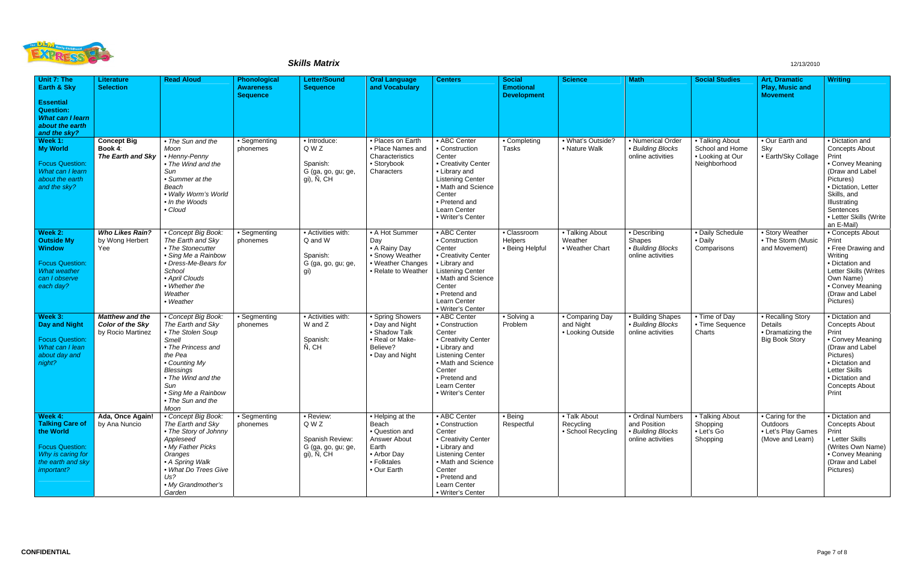# Skills Matrix

12/13/2010

| Unit 7: The Earth & Sky<br><br>**Essential Question:** *What can I learn about the earth and the sky?* | Literature Selection | Read Aloud | Phonological Awareness Sequence | Letter/Sound Sequence | Oral Language and Vocabulary | Centers | Social Emotional Development | Science | Math | Social Studies | Art, Dramatic Play, Music and Movement | Writing |
|---|---|---|---|---|---|---|---|---|---|---|---|---|
| **Week 1: My World**<br><br>Focus Question: *What can I learn about the earth and the sky?* | **Concept Big Book 4**: ***The Earth and Sky*** | • *The Sun and the Moon*<br>• *Henny-Penny*<br>• *The Wind and the Sun*<br>• *Summer at the Beach*<br>• *Wally Worm's World*<br>• *In the Woods*<br>• *Cloud* | • Segmenting phonemes | • Introduce: Q W Z<br><br>Spanish: G (ga, go, gu; ge, gi), Ñ, CH | • Places on Earth<br>• Place Names and Characteristics<br>• Storybook Characters | • ABC Center<br>• Construction Center<br>• Creativity Center<br>• Library and Listening Center<br>• Math and Science Center<br>• Pretend and Learn Center<br>• Writer's Center | • Completing Tasks | • What's Outside?<br>• Nature Walk | • Numerical Order<br>• *Building Blocks* online activities | • Talking About School and Home<br>• Looking at Our Neighborhood | • Our Earth and Sky<br>• Earth/Sky Collage | • Dictation and Concepts About Print<br>• Convey Meaning (Draw and Label Pictures)<br>• Dictation, Letter Skills, and Illustrating Sentences<br>• Letter Skills (Write an E-Mail) |
| **Week 2: Outside My Window**<br><br>Focus Question: *What weather can I observe each day?* | ***Who Likes Rain?*** by Wong Herbert Yee | • Concept Big Book: *The Earth and Sky*<br>• *The Stonecutter*<br>• *Sing Me a Rainbow*<br>• *Dress-Me-Bears for School*<br>• *April Clouds*<br>• *Whether the Weather*<br>• *Weather* | • Segmenting phonemes | • Activities with: Q and W<br><br>Spanish: G (ga, go, gu; ge, gi) | • A Hot Summer Day<br>• A Rainy Day<br>• Snowy Weather<br>• Weather Changes<br>• Relate to Weather | • ABC Center<br>• Construction Center<br>• Creativity Center<br>• Library and Listening Center<br>• Math and Science Center<br>• Pretend and Learn Center<br>• Writer's Center | • Classroom Helpers<br>• Being Helpful | • Talking About Weather<br>• Weather Chart | • Describing Shapes<br>• *Building Blocks* online activities | • Daily Schedule<br>• Daily Comparisons | • Story Weather<br>• The Storm (Music and Movement) | • Concepts About Print<br>• Free Drawing and Writing<br>• Dictation and Letter Skills (Writes Own Name)<br>• Convey Meaning (Draw and Label Pictures) |
| **Week 3: Day and Night**<br><br>Focus Question: *What can I lean about day and night?* | ***Matthew and the Color of the Sky*** by Rocio Martinez | • Concept Big Book: *The Earth and Sky*<br>• *The Stolen Soup Smell*<br>• *The Princess and the Pea*<br>• *Counting My Blessings*<br>• *The Wind and the Sun*<br>• *Sing Me a Rainbow*<br>• *The Sun and the Moon* | • Segmenting phonemes | • Activities with: W and Z<br><br>Spanish: Ñ, CH | • Spring Showers<br>• Day and Night<br>• Shadow Talk<br>• Real or Make-Believe?<br>• Day and Night | • ABC Center<br>• Construction Center<br>• Creativity Center<br>• Library and Listening Center<br>• Math and Science Center<br>• Pretend and Learn Center<br>• Writer's Center | • Solving a Problem | • Comparing Day and Night<br>• Looking Outside | • Building Shapes<br>• *Building Blocks* online activities | • Time of Day<br>• Time Sequence Charts | • Recalling Story Details<br>• Dramatizing the Big Book Story | • Dictation and Concepts About Print<br>• Convey Meaning (Draw and Label Pictures)<br>• Dictation and Letter Skills<br>• Dictation and Concepts About Print |
| **Week 4: Talking Care of the World**<br><br>Focus Question: *Why is caring for the earth and sky important?* | **Ada, Once Again!** by Ana Nuncio | • Concept Big Book: *The Earth and Sky*<br>• *The Story of Johnny Appleseed*<br>• *My Father Picks Oranges*<br>• *A Spring Walk*<br>• *What Do Trees Give Us?*<br>• *My Grandmother's Garden* | • Segmenting phonemes | • Review: Q W Z<br><br>Spanish Review: G (ga, go, gu; ge, gi), Ñ, CH | • Helping at the Beach<br>• Question and Answer About Earth<br>• Arbor Day<br>• Folktales<br>• Our Earth | • ABC Center<br>• Construction Center<br>• Creativity Center<br>• Library and Listening Center<br>• Math and Science Center<br>• Pretend and Learn Center<br>• Writer's Center | • Being Respectful | • Talk About Recycling<br>• School Recycling | • Ordinal Numbers and Position<br>• *Building Blocks* online activities | • Talking About Shopping<br>• Let's Go Shopping | • Caring for the Outdoors<br>• Let's Play Games (Move and Learn) | • Dictation and Concepts About Print<br>• Letter Skills (Writes Own Name)<br>• Convey Meaning (Draw and Label Pictures) |

CONFIDENTIAL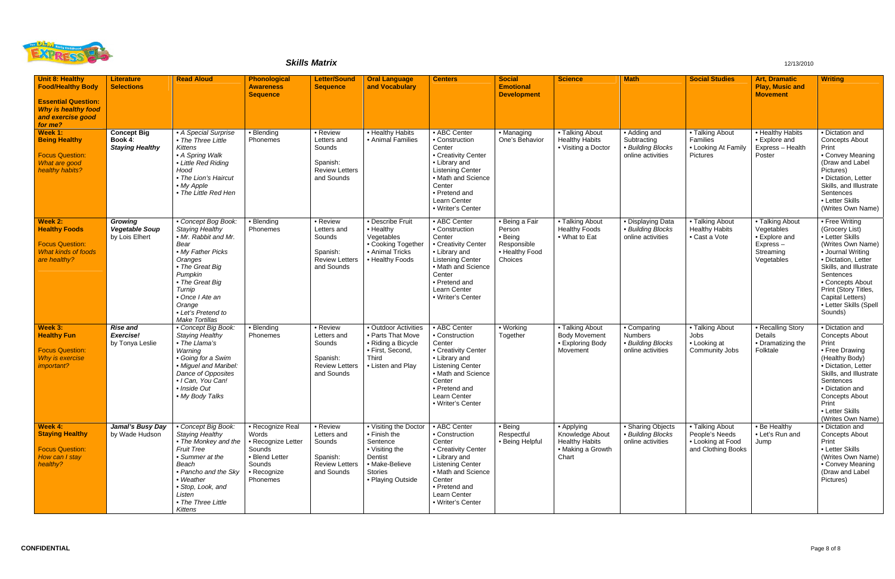## Skills Matrix

12/13/2010

| **Unit 8: Healthy Food/Healthy Body**<br><br>**Essential Question:** ***Why is healthy food and exercise good for me?*** | **Literature Selections** | **Read Aloud** | **Phonological Awareness Sequence** | **Letter/Sound Sequence** | **Oral Language and Vocabulary** | **Centers** | **Social Emotional Development** | **Science** | **Math** | **Social Studies** | **Art, Dramatic Play, Music and Movement** | **Writing** |
|---|---|---|---|---|---|---|---|---|---|---|---|---|
| **Week 1:** **Being Healthy**<br><br>Focus Question: *What are good healthy habits?* | **Concept Big Book 4**: ***Staying Healthy*** | • *A Special Surprise*<br>• *The Three Little Kittens*<br>• *A Spring Walk*<br>• *Little Red Riding Hood*<br>• *The Lion's Haircut*<br>• *My Apple*<br>• *The Little Red Hen* | • Blending Phonemes | • Review Letters and Sounds<br><br>Spanish: Review Letters and Sounds | • Healthy Habits<br>• Animal Families | • ABC Center<br>• Construction Center<br>• Creativity Center<br>• Library and Listening Center<br>• Math and Science Center<br>• Pretend and Learn Center<br>• Writer's Center | • Managing One's Behavior | • Talking About Healthy Habits<br>• Visiting a Doctor | • Adding and Subtracting<br>• *Building Blocks* online activities | • Talking About Families<br>• Looking At Family Pictures | • Healthy Habits<br>• Explore and Express – Health Poster | • Dictation and Concepts About Print<br>• Convey Meaning (Draw and Label Pictures)<br>• Dictation, Letter Skills, and Illustrate Sentences<br>• Letter Skills (Writes Own Name) |
| **Week 2:** **Healthy Foods**<br><br>Focus Question: *What kinds of foods are healthy?* | ***Growing Vegetable Soup*** by Lois Elhert | • *Concept Bog Book: Staying Healthy*<br>• *Mr. Rabbit and Mr. Bear*<br>• *My Father Picks Oranges*<br>• *The Great Big Pumpkin*<br>• *The Great Big Turnip*<br>• *Once I Ate an Orange*<br>• *Let's Pretend to Make Tortillas* | • Blending Phonemes | • Review Letters and Sounds<br><br>Spanish: Review Letters and Sounds | • Describe Fruit<br>• Healthy Vegetables<br>• Cooking Together<br>• Animal Tricks<br>• Healthy Foods | • ABC Center<br>• Construction Center<br>• Creativity Center<br>• Library and Listening Center<br>• Math and Science Center<br>• Pretend and Learn Center<br>• Writer's Center | • Being a Fair Person<br>• Being Responsible<br>• Healthy Food Choices | • Talking About Healthy Foods<br>• What to Eat | • Displaying Data<br>• *Building Blocks* online activities | • Talking About Healthy Habits<br>• Cast a Vote | • Talking About Vegetables<br>• Explore and Express – Streaming Vegetables | • Free Writing (Grocery List)<br>• Letter Skills (Writes Own Name)<br>• Journal Writing<br>• Dictation, Letter Skills, and Illustrate Sentences<br>• Concepts About Print (Story Titles, Capital Letters)<br>• Letter Skills (Spell Sounds) |
| **Week 3:** **Healthy Fun**<br><br>Focus Question: *Why is exercise important?* | ***Rise and Exercise!*** by Tonya Leslie | • *Concept Big Book: Staying Healthy*<br>• *The Llama's Warning*<br>• *Going for a Swim*<br>• *Miguel and Maribel: Dance of Opposites*<br>• *I Can, You Can!*<br>• *Inside Out*<br>• *My Body Talks* | • Blending Phonemes | • Review Letters and Sounds<br><br>Spanish: Review Letters and Sounds | • Outdoor Activities<br>• Parts That Move<br>• Riding a Bicycle<br>• First, Second, Third<br>• Listen and Play | • ABC Center<br>• Construction Center<br>• Creativity Center<br>• Library and Listening Center<br>• Math and Science Center<br>• Pretend and Learn Center<br>• Writer's Center | • Working Together | • Talking About Body Movement<br>• Exploring Body Movement | • Comparing Numbers<br>• *Building Blocks* online activities | • Talking About Jobs<br>• Looking at Community Jobs | • Recalling Story Details<br>• Dramatizing the Folktale | • Dictation and Concepts About Print<br>• Free Drawing (Healthy Body)<br>• Dictation, Letter Skills, and Illustrate Sentences<br>• Dictation and Concepts About Print<br>• Letter Skills (Writes Own Name) |
| **Week 4:** **Staying Healthy**<br><br>Focus Question: *How can I stay healthy?* | ***Jamal's Busy Day*** by Wade Hudson | • *Concept Big Book: Staying Healthy*<br>• *The Monkey and the Fruit Tree*<br>• *Summer at the Beach*<br>• *Pancho and the Sky*<br>• *Weather*<br>• *Stop, Look, and Listen*<br>• *The Three Little Kittens* | • Recognize Real Words<br>• Recognize Letter Sounds<br>• Blend Letter Sounds<br>• Recognize Phonemes | • Review Letters and Sounds<br><br>Spanish: Review Letters and Sounds | • Visiting the Doctor<br>• Finish the Sentence<br>• Visiting the Dentist<br>• Make-Believe Stories<br>• Playing Outside | • ABC Center<br>• Construction Center<br>• Creativity Center<br>• Library and Listening Center<br>• Math and Science Center<br>• Pretend and Learn Center<br>• Writer's Center | • Being Respectful<br>• Being Helpful | • Applying Knowledge About Healthy Habits<br>• Making a Growth Chart | • Sharing Objects<br>• *Building Blocks* online activities | • Talking About People's Needs<br>• Looking at Food and Clothing Books | • Be Healthy<br>• Let's Run and Jump | • Dictation and Concepts About Print<br>• Letter Skills (Writes Own Name)<br>• Convey Meaning (Draw and Label Pictures) |

CONFIDENTIAL